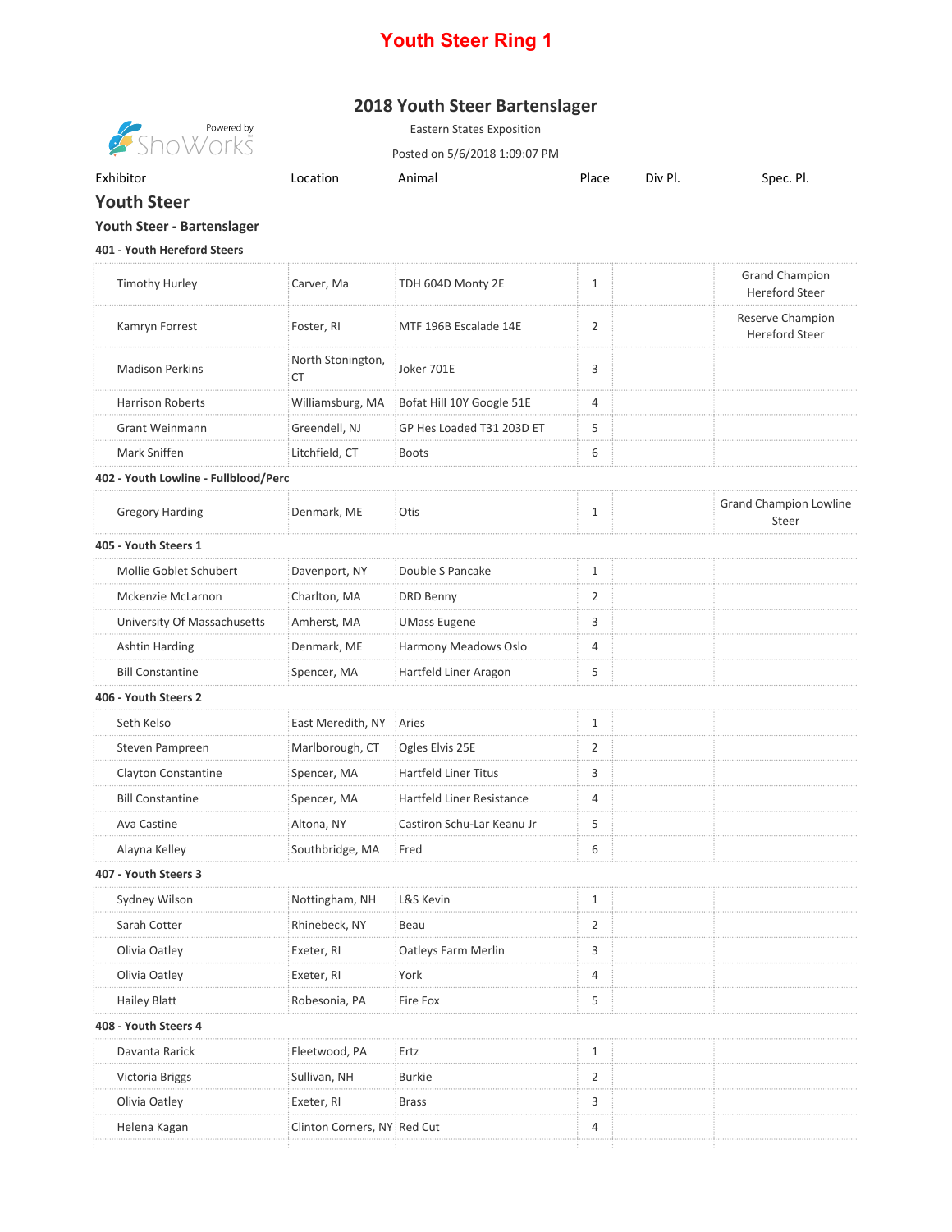# Youth Steer Ring 1

## 2018 Youth Steer Bartenslager

Eastern States Exposition

Posted on 5/6/2018 1:09:07 PM

Powered by ShoWorks

| Exhibitor | Location | Animal | Place | Div Pl. | Spec. Pl. |
|---|---|---|---|---|---|
| **Youth Steer** | | | | | |
| **Youth Steer - Bartenslager** | | | | | |
| **401 - Youth Hereford Steers** | | | | | |
| Timothy Hurley | Carver, Ma | TDH 604D Monty 2E | 1 | | Grand Champion Hereford Steer |
| Kamryn Forrest | Foster, RI | MTF 196B Escalade 14E | 2 | | Reserve Champion Hereford Steer |
| Madison Perkins | North Stonington, CT | Joker 701E | 3 | | |
| Harrison Roberts | Williamsburg, MA | Bofat Hill 10Y Google 51E | 4 | | |
| Grant Weinmann | Greendell, NJ | GP Hes Loaded T31 203D ET | 5 | | |
| Mark Sniffen | Litchfield, CT | Boots | 6 | | |
| **402 - Youth Lowline - Fullblood/Perc** | | | | | |
| Gregory Harding | Denmark, ME | Otis | 1 | | Grand Champion Lowline Steer |
| **405 - Youth Steers 1** | | | | | |
| Mollie Goblet Schubert | Davenport, NY | Double S Pancake | 1 | | |
| Mckenzie McLarnon | Charlton, MA | DRD Benny | 2 | | |
| University Of Massachusetts | Amherst, MA | UMass Eugene | 3 | | |
| Ashtin Harding | Denmark, ME | Harmony Meadows Oslo | 4 | | |
| Bill Constantine | Spencer, MA | Hartfeld Liner Aragon | 5 | | |
| **406 - Youth Steers 2** | | | | | |
| Seth Kelso | East Meredith, NY | Aries | 1 | | |
| Steven Pampreen | Marlborough, CT | Ogles Elvis 25E | 2 | | |
| Clayton Constantine | Spencer, MA | Hartfeld Liner Titus | 3 | | |
| Bill Constantine | Spencer, MA | Hartfeld Liner Resistance | 4 | | |
| Ava Castine | Altona, NY | Castiron Schu-Lar Keanu Jr | 5 | | |
| Alayna Kelley | Southbridge, MA | Fred | 6 | | |
| **407 - Youth Steers 3** | | | | | |
| Sydney Wilson | Nottingham, NH | L&S Kevin | 1 | | |
| Sarah Cotter | Rhinebeck, NY | Beau | 2 | | |
| Olivia Oatley | Exeter, RI | Oatleys Farm Merlin | 3 | | |
| Olivia Oatley | Exeter, RI | York | 4 | | |
| Hailey Blatt | Robesonia, PA | Fire Fox | 5 | | |
| **408 - Youth Steers 4** | | | | | |
| Davanta Rarick | Fleetwood, PA | Ertz | 1 | | |
| Victoria Briggs | Sullivan, NH | Burkie | 2 | | |
| Olivia Oatley | Exeter, RI | Brass | 3 | | |
| Helena Kagan | Clinton Corners, NY | Red Cut | 4 | | |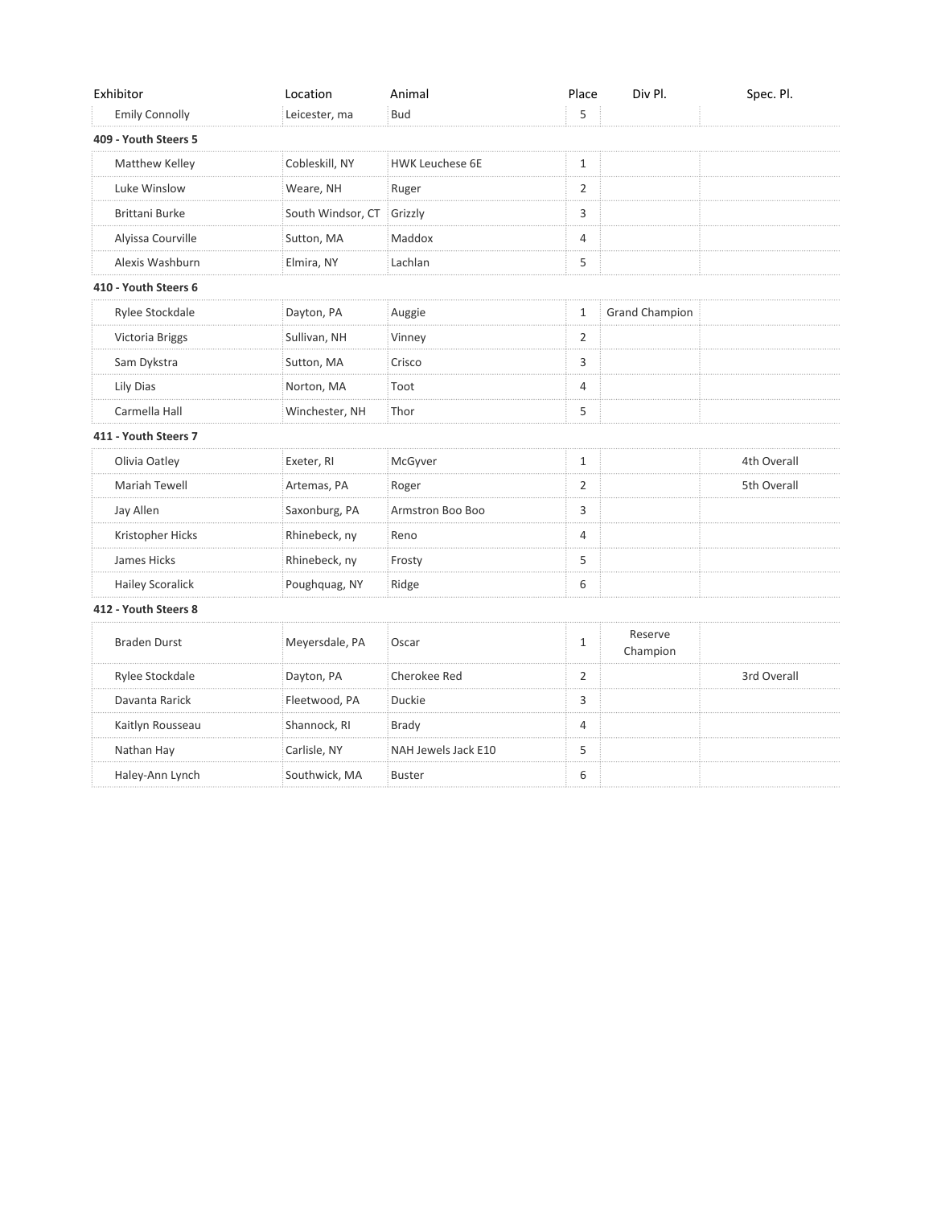| Exhibitor | Location | Animal | Place | Div Pl. | Spec. Pl. |
|---|---|---|---|---|---|
| Emily Connolly | Leicester, ma | Bud | 5 | | |
| **409 - Youth Steers 5** | | | | | |
| Matthew Kelley | Cobleskill, NY | HWK Leuchese 6E | 1 | | |
| Luke Winslow | Weare, NH | Ruger | 2 | | |
| Brittani Burke | South Windsor, CT | Grizzly | 3 | | |
| Alyissa Courville | Sutton, MA | Maddox | 4 | | |
| Alexis Washburn | Elmira, NY | Lachlan | 5 | | |
| **410 - Youth Steers 6** | | | | | |
| Rylee Stockdale | Dayton, PA | Auggie | 1 | Grand Champion | |
| Victoria Briggs | Sullivan, NH | Vinney | 2 | | |
| Sam Dykstra | Sutton, MA | Crisco | 3 | | |
| Lily Dias | Norton, MA | Toot | 4 | | |
| Carmella Hall | Winchester, NH | Thor | 5 | | |
| **411 - Youth Steers 7** | | | | | |
| Olivia Oatley | Exeter, RI | McGyver | 1 | | 4th Overall |
| Mariah Tewell | Artemas, PA | Roger | 2 | | 5th Overall |
| Jay Allen | Saxonburg, PA | Armstron Boo Boo | 3 | | |
| Kristopher Hicks | Rhinebeck, ny | Reno | 4 | | |
| James Hicks | Rhinebeck, ny | Frosty | 5 | | |
| Hailey Scoralick | Poughquag, NY | Ridge | 6 | | |
| **412 - Youth Steers 8** | | | | | |
| Braden Durst | Meyersdale, PA | Oscar | 1 | Reserve Champion | |
| Rylee Stockdale | Dayton, PA | Cherokee Red | 2 | | 3rd Overall |
| Davanta Rarick | Fleetwood, PA | Duckie | 3 | | |
| Kaitlyn Rousseau | Shannock, RI | Brady | 4 | | |
| Nathan Hay | Carlisle, NY | NAH Jewels Jack E10 | 5 | | |
| Haley-Ann Lynch | Southwick, MA | Buster | 6 | | |